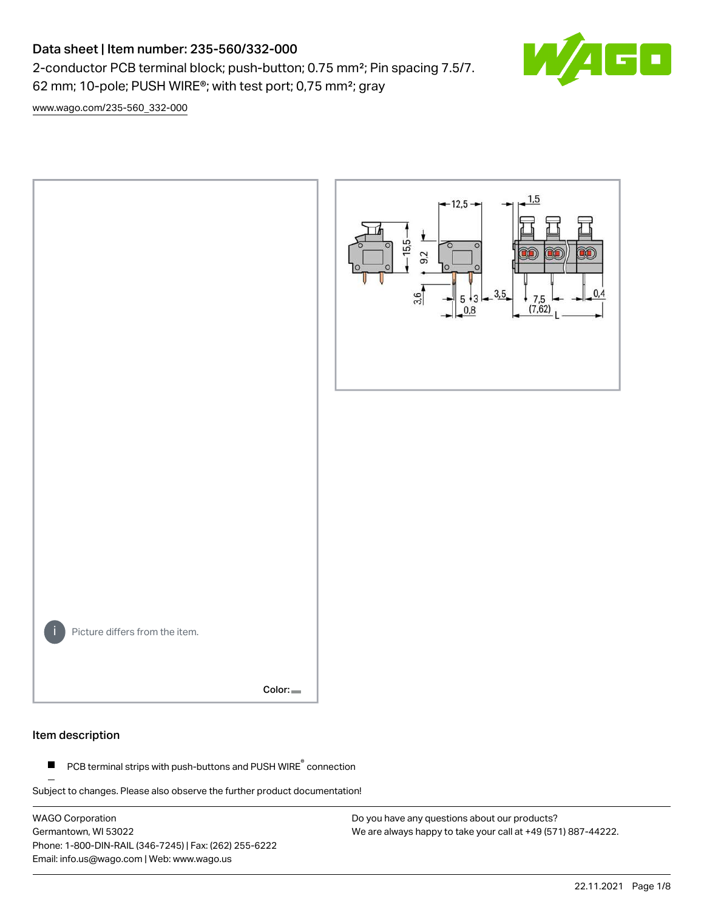# Data sheet | Item number: 235-560/332-000

2-conductor PCB terminal block; push-button; 0.75 mm²; Pin spacing 7.5/7.62 mm; 10-pole; PUSH WIRE®; with test port; 0,75 mm²; gray

www.wago.com/235-560_332-000

Picture differs from the item.

Color:

## Item description

- PCB terminal strips with push-buttons and PUSH WIRE® connection

Subject to changes. Please also observe the further product documentation!

WAGO Corporation
Germantown, WI 53022
Phone: 1-800-DIN-RAIL (346-7245) | Fax: (262) 255-6222
Email: info.us@wago.com | Web: www.wago.us

Do you have any questions about our products?
We are always happy to take your call at +49 (571) 887-44222.

22.11.2021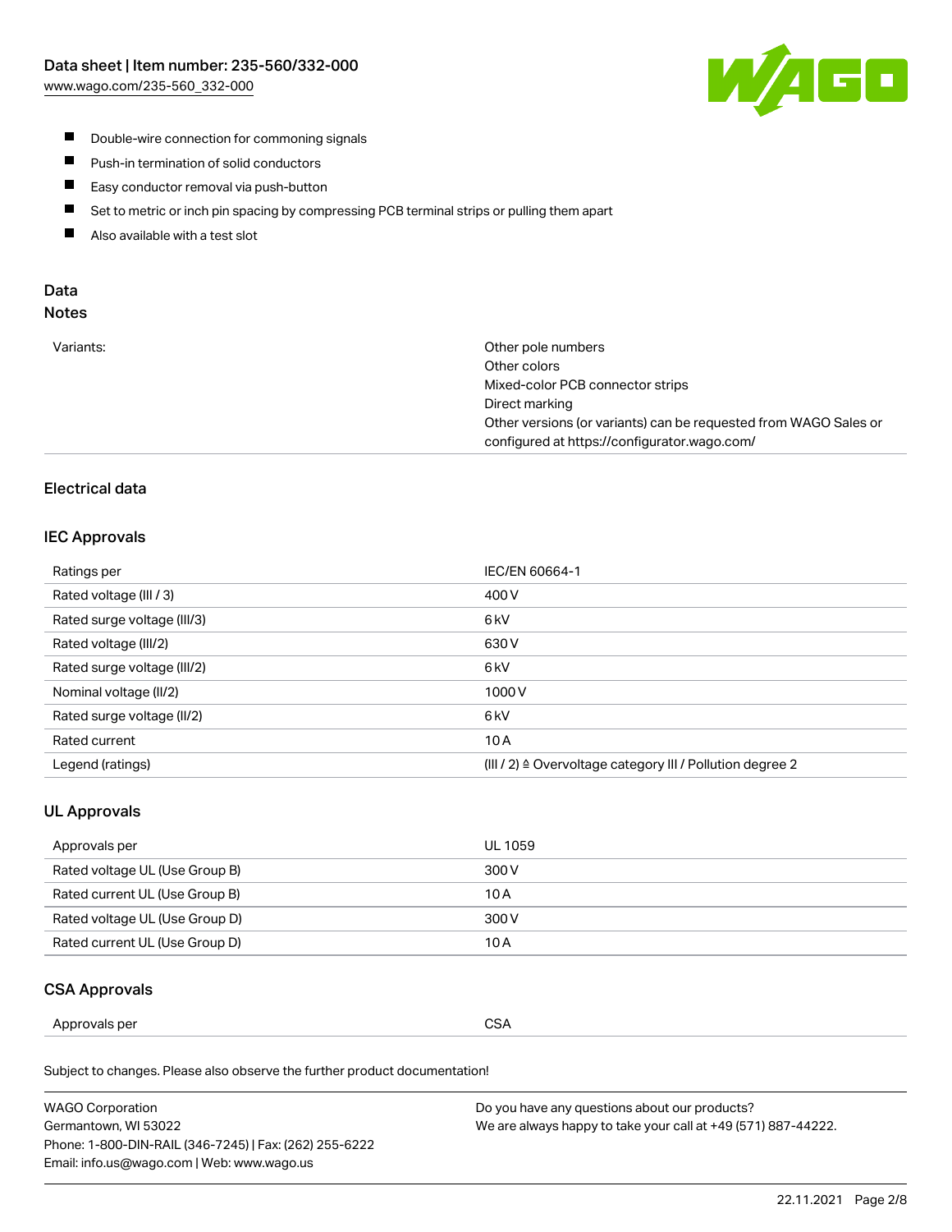- Double-wire connection for commoning signals
- Push-in termination of solid conductors
- Easy conductor removal via push-button
- Set to metric or inch pin spacing by compressing PCB terminal strips or pulling them apart
- Also available with a test slot

## Data

### Notes

| | |
|---|---|
| Variants: | Other pole numbers<br>Other colors<br>Mixed-color PCB connector strips<br>Direct marking<br>Other versions (or variants) can be requested from WAGO Sales or configured at https://configurator.wago.com/ |

## Electrical data

### IEC Approvals

| | |
|---|---|
| Ratings per | IEC/EN 60664-1 |
| Rated voltage (III / 3) | 400 V |
| Rated surge voltage (III/3) | 6 kV |
| Rated voltage (III/2) | 630 V |
| Rated surge voltage (III/2) | 6 kV |
| Nominal voltage (II/2) | 1000 V |
| Rated surge voltage (II/2) | 6 kV |
| Rated current | 10 A |
| Legend (ratings) | (III / 2) ≙ Overvoltage category III / Pollution degree 2 |

### UL Approvals

| | |
|---|---|
| Approvals per | UL 1059 |
| Rated voltage UL (Use Group B) | 300 V |
| Rated current UL (Use Group B) | 10 A |
| Rated voltage UL (Use Group D) | 300 V |
| Rated current UL (Use Group D) | 10 A |

### CSA Approvals

| | |
|---|---|
| Approvals per | CSA |

Subject to changes. Please also observe the further product documentation!

WAGO Corporation
Germantown, WI 53022
Phone: 1-800-DIN-RAIL (346-7245) | Fax: (262) 255-6222
Email: info.us@wago.com | Web: www.wago.us

Do you have any questions about our products?
We are always happy to take your call at +49 (571) 887-44222.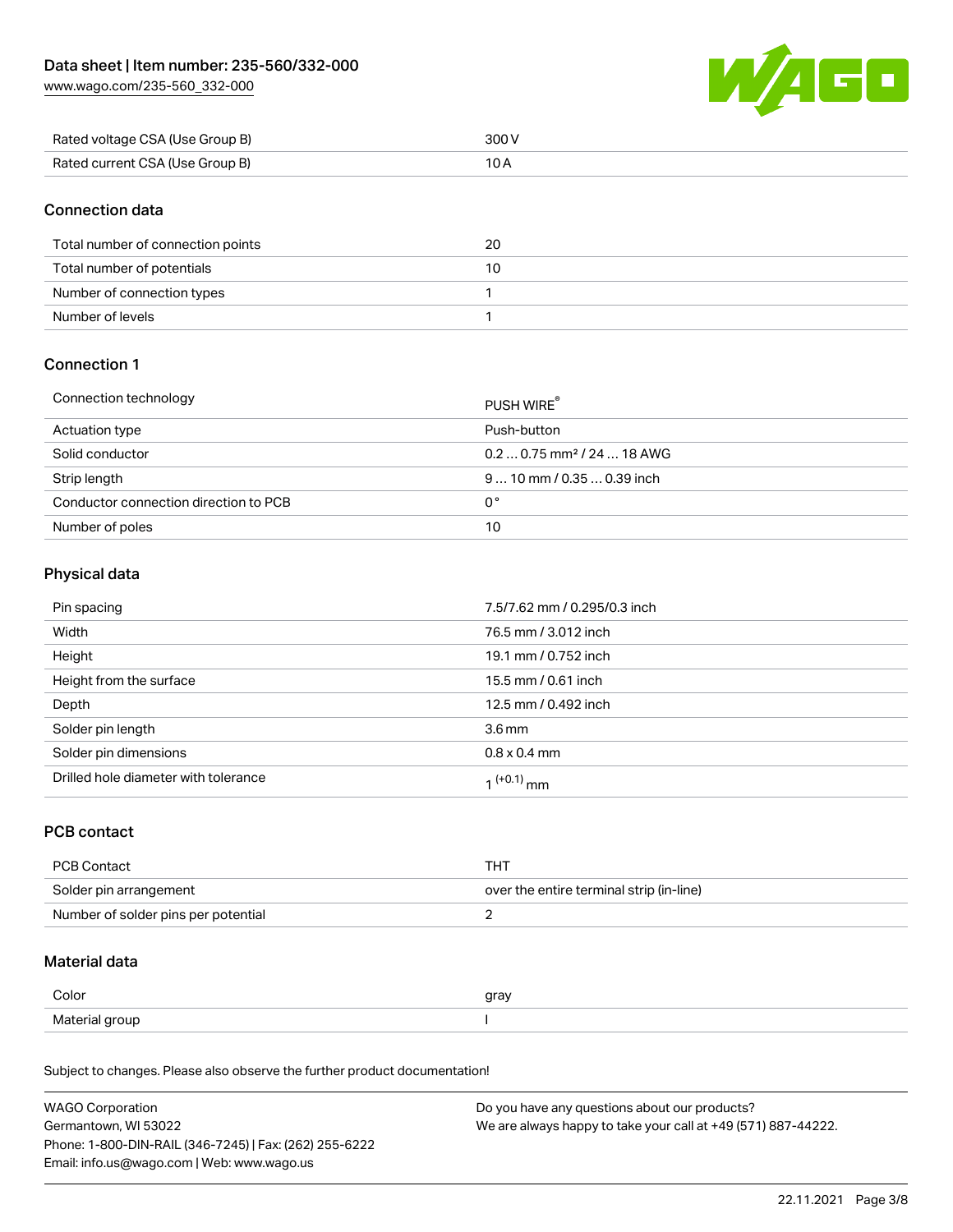| | |
|---|---|
| Rated voltage CSA (Use Group B) | 300 V |
| Rated current CSA (Use Group B) | 10 A |

## Connection data

| | |
|---|---|
| Total number of connection points | 20 |
| Total number of potentials | 10 |
| Number of connection types | 1 |
| Number of levels | 1 |

## Connection 1

| | |
|---|---|
| Connection technology | PUSH WIRE® |
| Actuation type | Push-button |
| Solid conductor | 0.2 … 0.75 mm² / 24 … 18 AWG |
| Strip length | 9 … 10 mm / 0.35 … 0.39 inch |
| Conductor connection direction to PCB | 0 ° |
| Number of poles | 10 |

## Physical data

| | |
|---|---|
| Pin spacing | 7.5/7.62 mm / 0.295/0.3 inch |
| Width | 76.5 mm / 3.012 inch |
| Height | 19.1 mm / 0.752 inch |
| Height from the surface | 15.5 mm / 0.61 inch |
| Depth | 12.5 mm / 0.492 inch |
| Solder pin length | 3.6 mm |
| Solder pin dimensions | 0.8 x 0.4 mm |
| Drilled hole diameter with tolerance | $1^{(+0.1)}$ mm |

## PCB contact

| | |
|---|---|
| PCB Contact | THT |
| Solder pin arrangement | over the entire terminal strip (in-line) |
| Number of solder pins per potential | 2 |

## Material data

| | |
|---|---|
| Color | gray |
| Material group | I |

Subject to changes. Please also observe the further product documentation!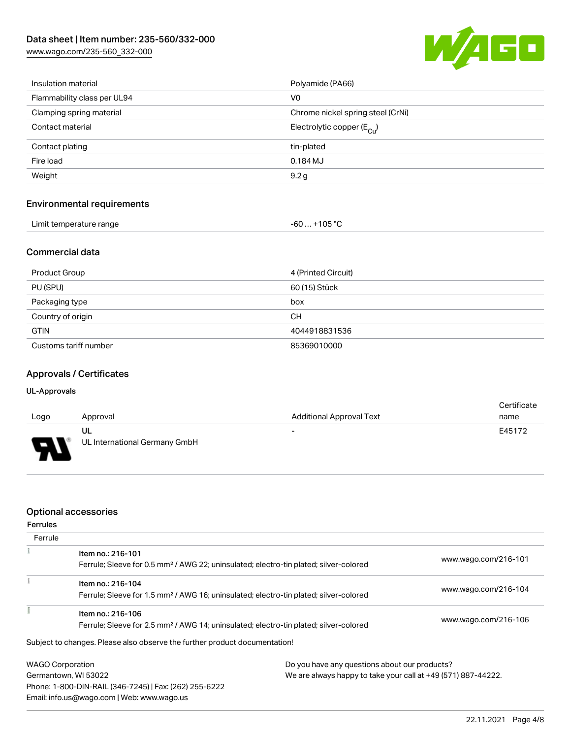| | |
|---|---|
| Insulation material | Polyamide (PA66) |
| Flammability class per UL94 | V0 |
| Clamping spring material | Chrome nickel spring steel (CrNi) |
| Contact material | Electrolytic copper ($E_{Cu}$) |
| Contact plating | tin-plated |
| Fire load | 0.184 MJ |
| Weight | 9.2 g |

## Environmental requirements

| | |
|---|---|
| Limit temperature range | -60 … +105 °C |

## Commercial data

| | |
|---|---|
| Product Group | 4 (Printed Circuit) |
| PU (SPU) | 60 (15) Stück |
| Packaging type | box |
| Country of origin | CH |
| GTIN | 4044918831536 |
| Customs tariff number | 85369010000 |

## Approvals / Certificates

### UL-Approvals

| Logo | Approval | Additional Approval Text | Certificate name |
|---|---|---|---|
| | UL<br>UL International Germany GmbH | - | E45172 |

## Optional accessories

### Ferrules

| Ferrule | | |
|---|---|---|
| | Item no.: 216-101<br>Ferrule; Sleeve for 0.5 mm² / AWG 22; uninsulated; electro-tin plated; silver-colored | www.wago.com/216-101 |
| | Item no.: 216-104<br>Ferrule; Sleeve for 1.5 mm² / AWG 16; uninsulated; electro-tin plated; silver-colored | www.wago.com/216-104 |
| | Item no.: 216-106<br>Ferrule; Sleeve for 2.5 mm² / AWG 14; uninsulated; electro-tin plated; silver-colored | www.wago.com/216-106 |

Subject to changes. Please also observe the further product documentation!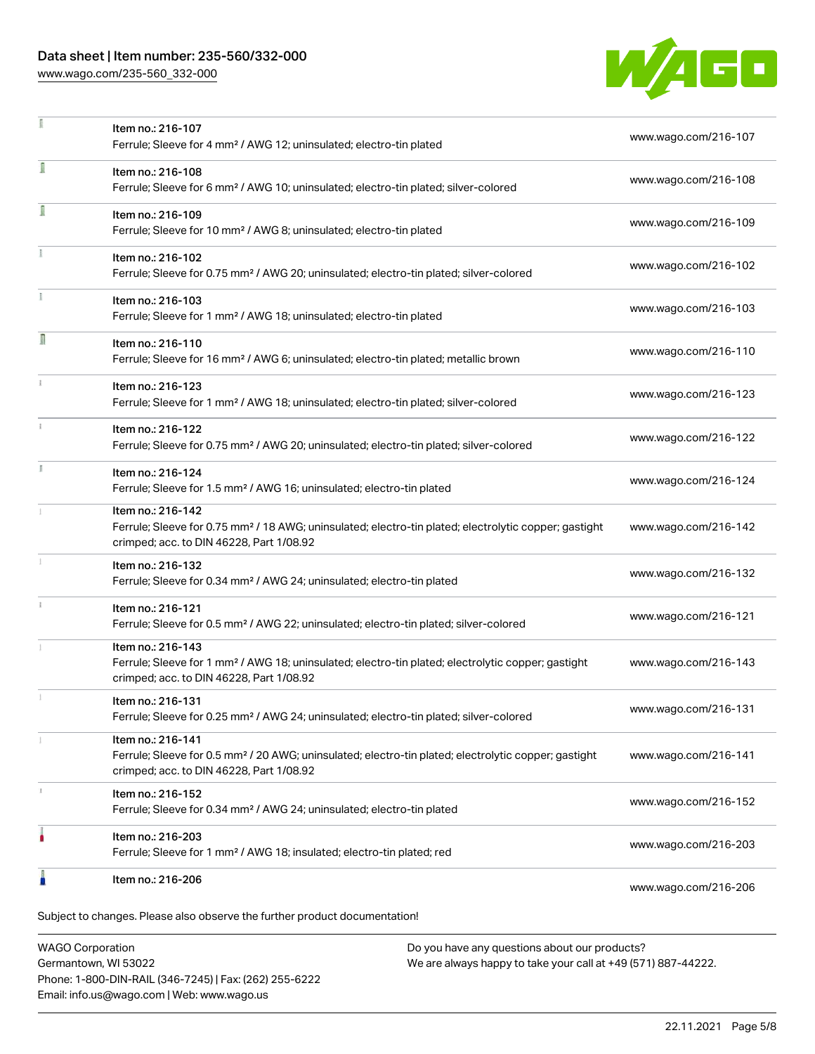| Item | Link |
|---|---|
| Item no.: 216-107<br>Ferrule; Sleeve for 4 mm² / AWG 12; uninsulated; electro-tin plated | www.wago.com/216-107 |
| Item no.: 216-108<br>Ferrule; Sleeve for 6 mm² / AWG 10; uninsulated; electro-tin plated; silver-colored | www.wago.com/216-108 |
| Item no.: 216-109<br>Ferrule; Sleeve for 10 mm² / AWG 8; uninsulated; electro-tin plated | www.wago.com/216-109 |
| Item no.: 216-102<br>Ferrule; Sleeve for 0.75 mm² / AWG 20; uninsulated; electro-tin plated; silver-colored | www.wago.com/216-102 |
| Item no.: 216-103<br>Ferrule; Sleeve for 1 mm² / AWG 18; uninsulated; electro-tin plated | www.wago.com/216-103 |
| Item no.: 216-110<br>Ferrule; Sleeve for 16 mm² / AWG 6; uninsulated; electro-tin plated; metallic brown | www.wago.com/216-110 |
| Item no.: 216-123<br>Ferrule; Sleeve for 1 mm² / AWG 18; uninsulated; electro-tin plated; silver-colored | www.wago.com/216-123 |
| Item no.: 216-122<br>Ferrule; Sleeve for 0.75 mm² / AWG 20; uninsulated; electro-tin plated; silver-colored | www.wago.com/216-122 |
| Item no.: 216-124<br>Ferrule; Sleeve for 1.5 mm² / AWG 16; uninsulated; electro-tin plated | www.wago.com/216-124 |
| Item no.: 216-142<br>Ferrule; Sleeve for 0.75 mm² / 18 AWG; uninsulated; electro-tin plated; electrolytic copper; gastight crimped; acc. to DIN 46228, Part 1/08.92 | www.wago.com/216-142 |
| Item no.: 216-132<br>Ferrule; Sleeve for 0.34 mm² / AWG 24; uninsulated; electro-tin plated | www.wago.com/216-132 |
| Item no.: 216-121<br>Ferrule; Sleeve for 0.5 mm² / AWG 22; uninsulated; electro-tin plated; silver-colored | www.wago.com/216-121 |
| Item no.: 216-143<br>Ferrule; Sleeve for 1 mm² / AWG 18; uninsulated; electro-tin plated; electrolytic copper; gastight crimped; acc. to DIN 46228, Part 1/08.92 | www.wago.com/216-143 |
| Item no.: 216-131<br>Ferrule; Sleeve for 0.25 mm² / AWG 24; uninsulated; electro-tin plated; silver-colored | www.wago.com/216-131 |
| Item no.: 216-141<br>Ferrule; Sleeve for 0.5 mm² / 20 AWG; uninsulated; electro-tin plated; electrolytic copper; gastight crimped; acc. to DIN 46228, Part 1/08.92 | www.wago.com/216-141 |
| Item no.: 216-152<br>Ferrule; Sleeve for 0.34 mm² / AWG 24; uninsulated; electro-tin plated | www.wago.com/216-152 |
| Item no.: 216-203<br>Ferrule; Sleeve for 1 mm² / AWG 18; insulated; electro-tin plated; red | www.wago.com/216-203 |
| Item no.: 216-206 | www.wago.com/216-206 |

Subject to changes. Please also observe the further product documentation!

WAGO Corporation
Germantown, WI 53022
Phone: 1-800-DIN-RAIL (346-7245) | Fax: (262) 255-6222
Email: info.us@wago.com | Web: www.wago.us

Do you have any questions about our products?
We are always happy to take your call at +49 (571) 887-44222.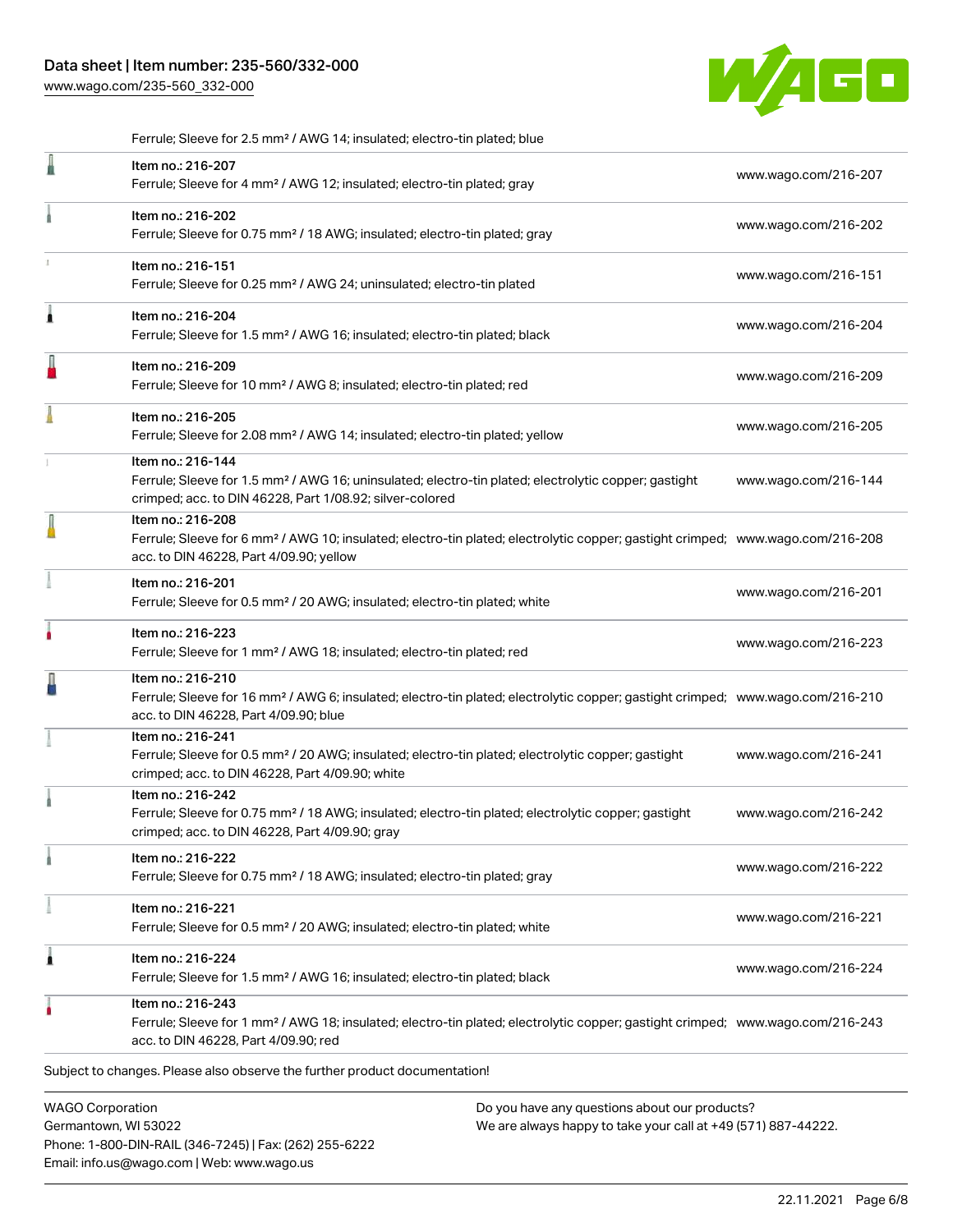Ferrule; Sleeve for 2.5 mm² / AWG 14; insulated; electro-tin plated; blue

| | | |
|---|---|---|
| | Item no.: 216-207<br>Ferrule; Sleeve for 4 mm² / AWG 12; insulated; electro-tin plated; gray | www.wago.com/216-207 |
| | Item no.: 216-202<br>Ferrule; Sleeve for 0.75 mm² / 18 AWG; insulated; electro-tin plated; gray | www.wago.com/216-202 |
| | Item no.: 216-151<br>Ferrule; Sleeve for 0.25 mm² / AWG 24; uninsulated; electro-tin plated | www.wago.com/216-151 |
| | Item no.: 216-204<br>Ferrule; Sleeve for 1.5 mm² / AWG 16; insulated; electro-tin plated; black | www.wago.com/216-204 |
| | Item no.: 216-209<br>Ferrule; Sleeve for 10 mm² / AWG 8; insulated; electro-tin plated; red | www.wago.com/216-209 |
| | Item no.: 216-205<br>Ferrule; Sleeve for 2.08 mm² / AWG 14; insulated; electro-tin plated; yellow | www.wago.com/216-205 |
| | Item no.: 216-144<br>Ferrule; Sleeve for 1.5 mm² / AWG 16; uninsulated; electro-tin plated; electrolytic copper; gastight crimped; acc. to DIN 46228, Part 1/08.92; silver-colored | www.wago.com/216-144 |
| | Item no.: 216-208<br>Ferrule; Sleeve for 6 mm² / AWG 10; insulated; electro-tin plated; electrolytic copper; gastight crimped; acc. to DIN 46228, Part 4/09.90; yellow | www.wago.com/216-208 |
| | Item no.: 216-201<br>Ferrule; Sleeve for 0.5 mm² / 20 AWG; insulated; electro-tin plated; white | www.wago.com/216-201 |
| | Item no.: 216-223<br>Ferrule; Sleeve for 1 mm² / AWG 18; insulated; electro-tin plated; red | www.wago.com/216-223 |
| | Item no.: 216-210<br>Ferrule; Sleeve for 16 mm² / AWG 6; insulated; electro-tin plated; electrolytic copper; gastight crimped; acc. to DIN 46228, Part 4/09.90; blue | www.wago.com/216-210 |
| | Item no.: 216-241<br>Ferrule; Sleeve for 0.5 mm² / 20 AWG; insulated; electro-tin plated; electrolytic copper; gastight crimped; acc. to DIN 46228, Part 4/09.90; white | www.wago.com/216-241 |
| | Item no.: 216-242<br>Ferrule; Sleeve for 0.75 mm² / 18 AWG; insulated; electro-tin plated; electrolytic copper; gastight crimped; acc. to DIN 46228, Part 4/09.90; gray | www.wago.com/216-242 |
| | Item no.: 216-222<br>Ferrule; Sleeve for 0.75 mm² / 18 AWG; insulated; electro-tin plated; gray | www.wago.com/216-222 |
| | Item no.: 216-221<br>Ferrule; Sleeve for 0.5 mm² / 20 AWG; insulated; electro-tin plated; white | www.wago.com/216-221 |
| | Item no.: 216-224<br>Ferrule; Sleeve for 1.5 mm² / AWG 16; insulated; electro-tin plated; black | www.wago.com/216-224 |
| | Item no.: 216-243<br>Ferrule; Sleeve for 1 mm² / AWG 18; insulated; electro-tin plated; electrolytic copper; gastight crimped; acc. to DIN 46228, Part 4/09.90; red | www.wago.com/216-243 |

Subject to changes. Please also observe the further product documentation!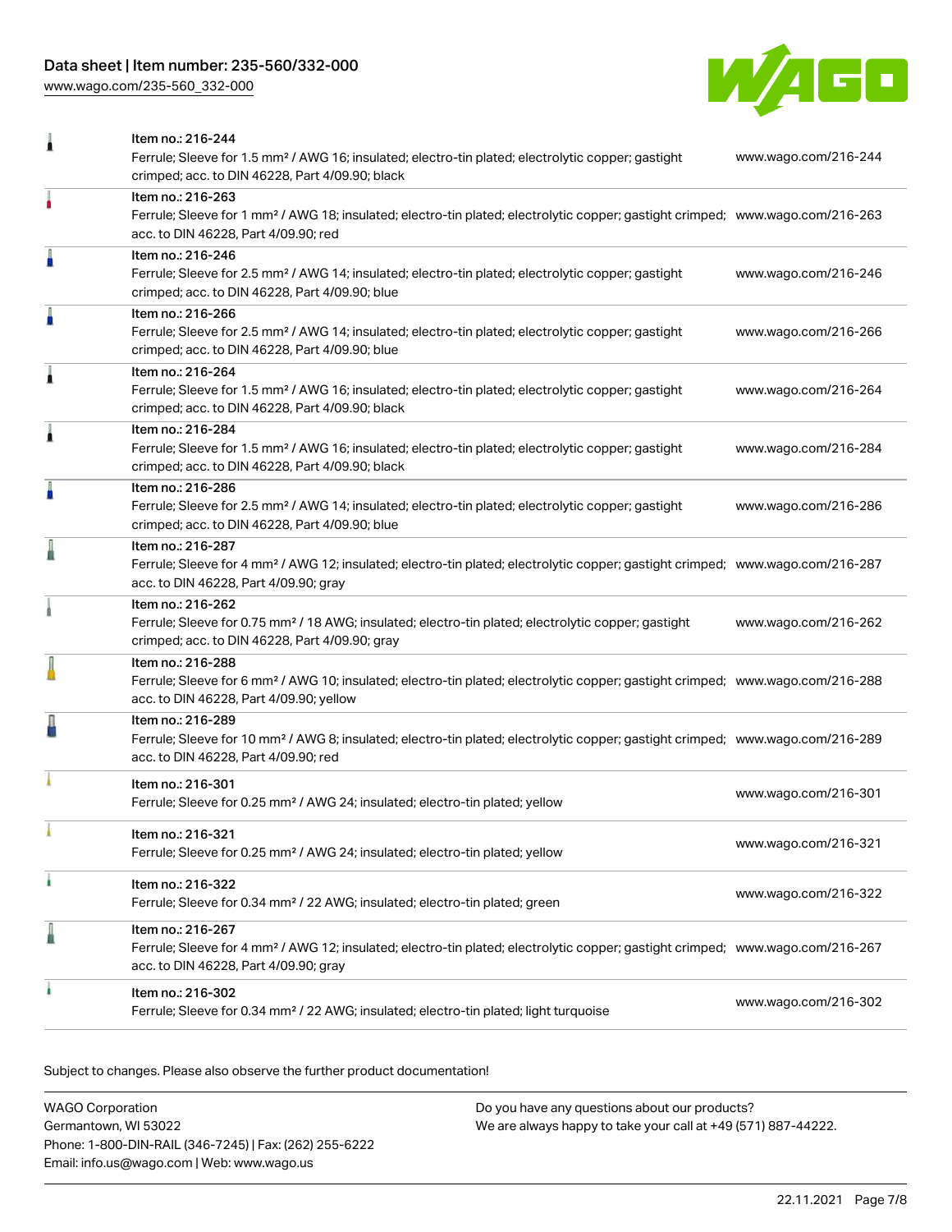| Item | URL |
|---|---|
| Item no.: 216-244<br>Ferrule; Sleeve for 1.5 mm² / AWG 16; insulated; electro-tin plated; electrolytic copper; gastight crimped; acc. to DIN 46228, Part 4/09.90; black | www.wago.com/216-244 |
| Item no.: 216-263<br>Ferrule; Sleeve for 1 mm² / AWG 18; insulated; electro-tin plated; electrolytic copper; gastight crimped; acc. to DIN 46228, Part 4/09.90; red | www.wago.com/216-263 |
| Item no.: 216-246<br>Ferrule; Sleeve for 2.5 mm² / AWG 14; insulated; electro-tin plated; electrolytic copper; gastight crimped; acc. to DIN 46228, Part 4/09.90; blue | www.wago.com/216-246 |
| Item no.: 216-266<br>Ferrule; Sleeve for 2.5 mm² / AWG 14; insulated; electro-tin plated; electrolytic copper; gastight crimped; acc. to DIN 46228, Part 4/09.90; blue | www.wago.com/216-266 |
| Item no.: 216-264<br>Ferrule; Sleeve for 1.5 mm² / AWG 16; insulated; electro-tin plated; electrolytic copper; gastight crimped; acc. to DIN 46228, Part 4/09.90; black | www.wago.com/216-264 |
| Item no.: 216-284<br>Ferrule; Sleeve for 1.5 mm² / AWG 16; insulated; electro-tin plated; electrolytic copper; gastight crimped; acc. to DIN 46228, Part 4/09.90; black | www.wago.com/216-284 |
| Item no.: 216-286<br>Ferrule; Sleeve for 2.5 mm² / AWG 14; insulated; electro-tin plated; electrolytic copper; gastight crimped; acc. to DIN 46228, Part 4/09.90; blue | www.wago.com/216-286 |
| Item no.: 216-287<br>Ferrule; Sleeve for 4 mm² / AWG 12; insulated; electro-tin plated; electrolytic copper; gastight crimped; acc. to DIN 46228, Part 4/09.90; gray | www.wago.com/216-287 |
| Item no.: 216-262<br>Ferrule; Sleeve for 0.75 mm² / 18 AWG; insulated; electro-tin plated; electrolytic copper; gastight crimped; acc. to DIN 46228, Part 4/09.90; gray | www.wago.com/216-262 |
| Item no.: 216-288<br>Ferrule; Sleeve for 6 mm² / AWG 10; insulated; electro-tin plated; electrolytic copper; gastight crimped; acc. to DIN 46228, Part 4/09.90; yellow | www.wago.com/216-288 |
| Item no.: 216-289<br>Ferrule; Sleeve for 10 mm² / AWG 8; insulated; electro-tin plated; electrolytic copper; gastight crimped; acc. to DIN 46228, Part 4/09.90; red | www.wago.com/216-289 |
| Item no.: 216-301<br>Ferrule; Sleeve for 0.25 mm² / AWG 24; insulated; electro-tin plated; yellow | www.wago.com/216-301 |
| Item no.: 216-321<br>Ferrule; Sleeve for 0.25 mm² / AWG 24; insulated; electro-tin plated; yellow | www.wago.com/216-321 |
| Item no.: 216-322<br>Ferrule; Sleeve for 0.34 mm² / 22 AWG; insulated; electro-tin plated; green | www.wago.com/216-322 |
| Item no.: 216-267<br>Ferrule; Sleeve for 4 mm² / AWG 12; insulated; electro-tin plated; electrolytic copper; gastight crimped; acc. to DIN 46228, Part 4/09.90; gray | www.wago.com/216-267 |
| Item no.: 216-302<br>Ferrule; Sleeve for 0.34 mm² / 22 AWG; insulated; electro-tin plated; light turquoise | www.wago.com/216-302 |

Subject to changes. Please also observe the further product documentation!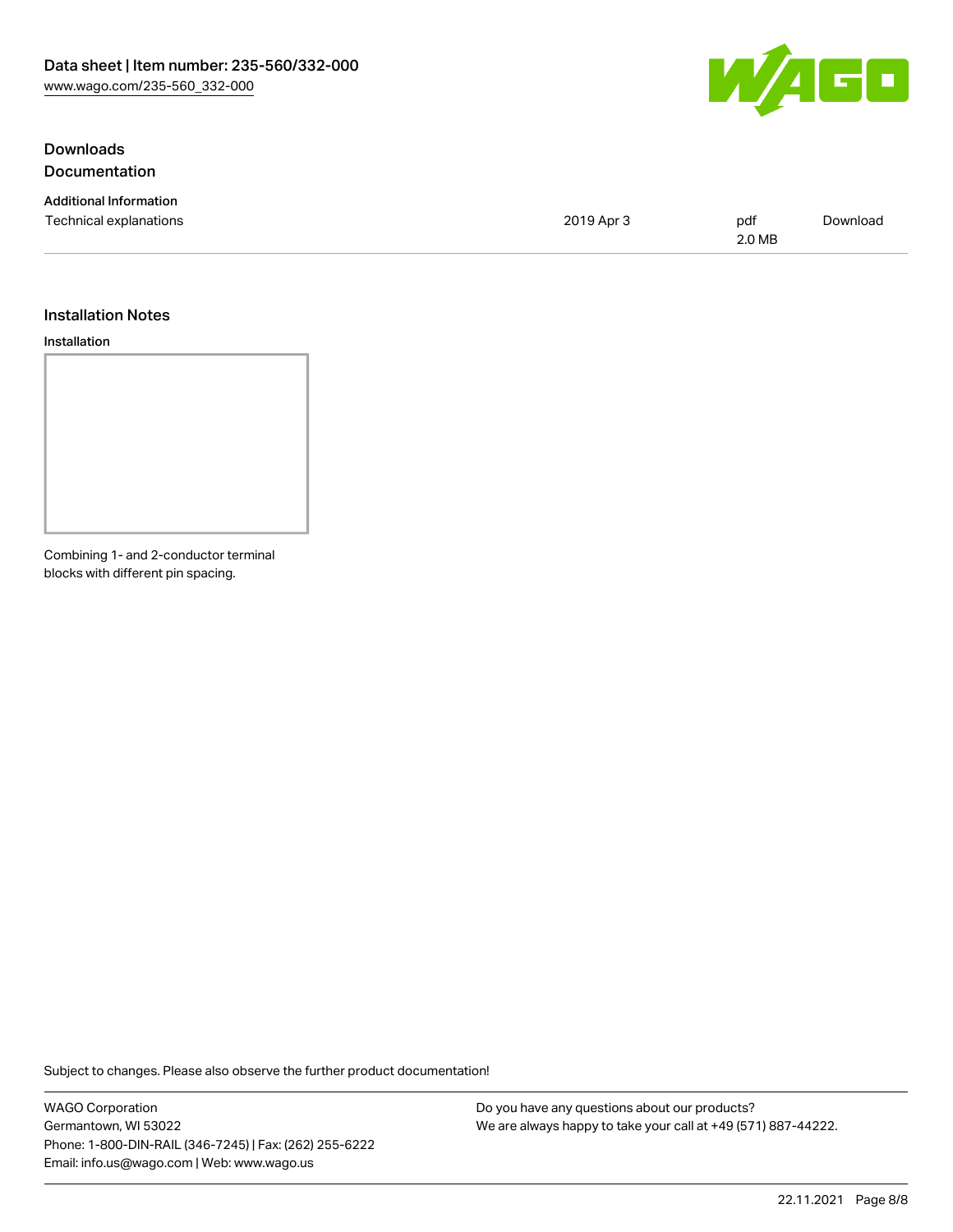## Downloads

## Documentation

**Additional Information**

| | | | |
|---|---|---|---|
| Technical explanations | 2019 Apr 3 | pdf 2.0 MB | Download |

## Installation Notes

**Installation**

Combining 1- and 2-conductor terminal blocks with different pin spacing.

Subject to changes. Please also observe the further product documentation!

WAGO Corporation
Germantown, WI 53022
Phone: 1-800-DIN-RAIL (346-7245) | Fax: (262) 255-6222
Email: info.us@wago.com | Web: www.wago.us

Do you have any questions about our products?
We are always happy to take your call at +49 (571) 887-44222.